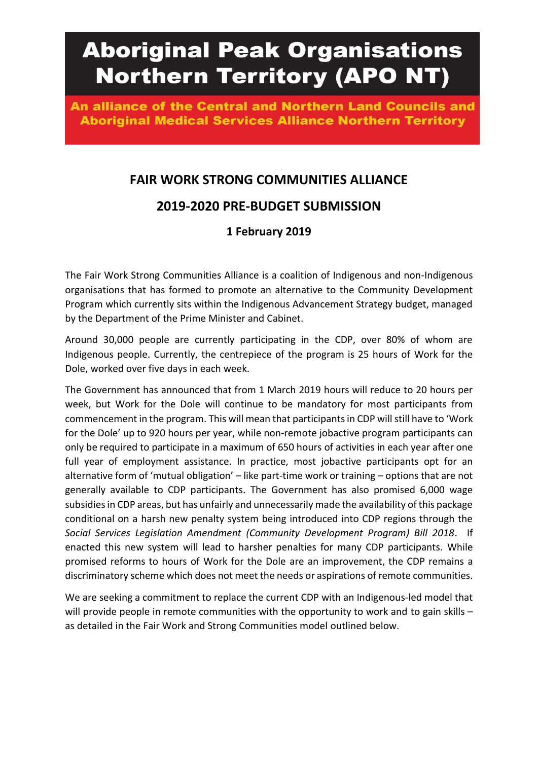# Aboriginal Peak Organisations Northern Territory (APO NT)

**An alliance of the Central and Northern Land Councils and Aboriginal Medical Services Alliance Northern Territory**

## FAIR WORK STRONG COMMUNITIES ALLIANCE

## 2019-2020 PRE-BUDGET SUBMISSION

### 1 February 2019

The Fair Work Strong Communities Alliance is a coalition of Indigenous and non-Indigenous organisations that has formed to promote an alternative to the Community Development Program which currently sits within the Indigenous Advancement Strategy budget, managed by the Department of the Prime Minister and Cabinet.

Around 30,000 people are currently participating in the CDP, over 80% of whom are Indigenous people. Currently, the centrepiece of the program is 25 hours of Work for the Dole, worked over five days in each week.

The Government has announced that from 1 March 2019 hours will reduce to 20 hours per week, but Work for the Dole will continue to be mandatory for most participants from commencement in the program. This will mean that participants in CDP will still have to 'Work for the Dole' up to 920 hours per year, while non-remote jobactive program participants can only be required to participate in a maximum of 650 hours of activities in each year after one full year of employment assistance. In practice, most jobactive participants opt for an alternative form of 'mutual obligation' – like part-time work or training – options that are not generally available to CDP participants. The Government has also promised 6,000 wage subsidies in CDP areas, but has unfairly and unnecessarily made the availability of this package conditional on a harsh new penalty system being introduced into CDP regions through the *Social Services Legislation Amendment (Community Development Program) Bill 2018*. If enacted this new system will lead to harsher penalties for many CDP participants. While promised reforms to hours of Work for the Dole are an improvement, the CDP remains a discriminatory scheme which does not meet the needs or aspirations of remote communities.

We are seeking a commitment to replace the current CDP with an Indigenous-led model that will provide people in remote communities with the opportunity to work and to gain skills – as detailed in the Fair Work and Strong Communities model outlined below.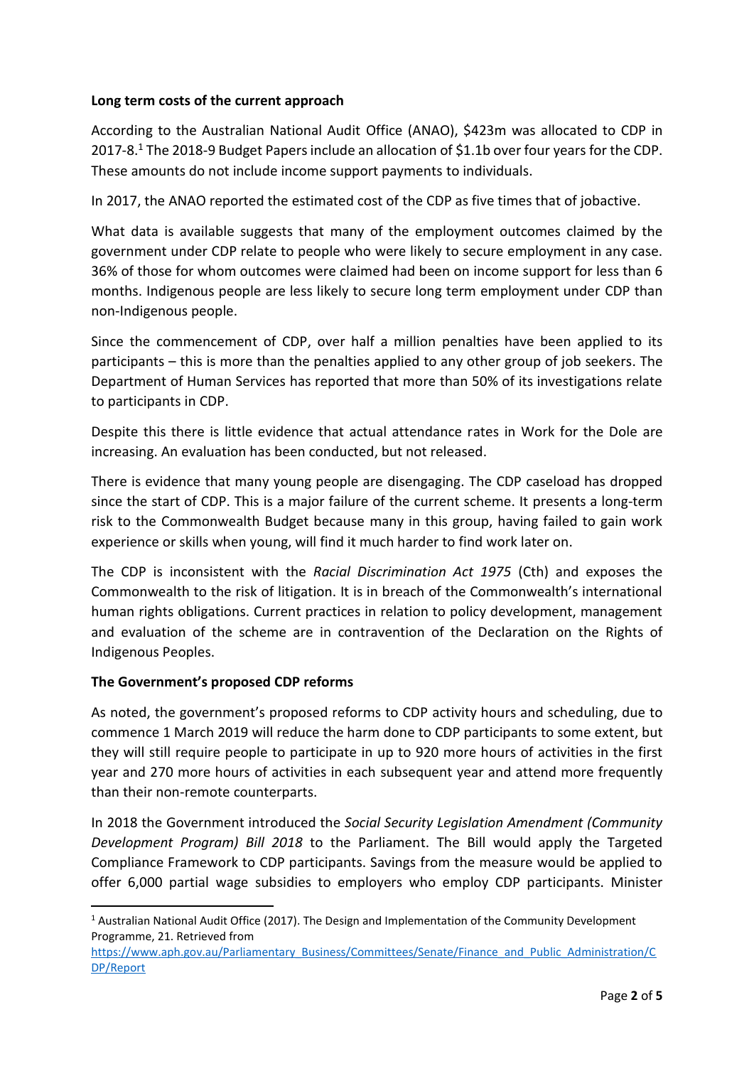**Long term costs of the current approach**

According to the Australian National Audit Office (ANAO), $423m was allocated to CDP in 2017-8.[1] The 2018-9 Budget Papers include an allocation of $1.1b over four years for the CDP. These amounts do not include income support payments to individuals.

In 2017, the ANAO reported the estimated cost of the CDP as five times that of jobactive.

What data is available suggests that many of the employment outcomes claimed by the government under CDP relate to people who were likely to secure employment in any case. 36% of those for whom outcomes were claimed had been on income support for less than 6 months. Indigenous people are less likely to secure long term employment under CDP than non-Indigenous people.

Since the commencement of CDP, over half a million penalties have been applied to its participants – this is more than the penalties applied to any other group of job seekers. The Department of Human Services has reported that more than 50% of its investigations relate to participants in CDP.

Despite this there is little evidence that actual attendance rates in Work for the Dole are increasing. An evaluation has been conducted, but not released.

There is evidence that many young people are disengaging. The CDP caseload has dropped since the start of CDP. This is a major failure of the current scheme. It presents a long-term risk to the Commonwealth Budget because many in this group, having failed to gain work experience or skills when young, will find it much harder to find work later on.

The CDP is inconsistent with the *Racial Discrimination Act 1975* (Cth) and exposes the Commonwealth to the risk of litigation. It is in breach of the Commonwealth's international human rights obligations. Current practices in relation to policy development, management and evaluation of the scheme are in contravention of the Declaration on the Rights of Indigenous Peoples.

**The Government's proposed CDP reforms**

As noted, the government's proposed reforms to CDP activity hours and scheduling, due to commence 1 March 2019 will reduce the harm done to CDP participants to some extent, but they will still require people to participate in up to 920 more hours of activities in the first year and 270 more hours of activities in each subsequent year and attend more frequently than their non-remote counterparts.

In 2018 the Government introduced the *Social Security Legislation Amendment (Community Development Program) Bill 2018* to the Parliament. The Bill would apply the Targeted Compliance Framework to CDP participants. Savings from the measure would be applied to offer 6,000 partial wage subsidies to employers who employ CDP participants. Minister

[1] Australian National Audit Office (2017). The Design and Implementation of the Community Development Programme, 21. Retrieved from https://www.aph.gov.au/Parliamentary_Business/Committees/Senate/Finance_and_Public_Administration/CDP/Report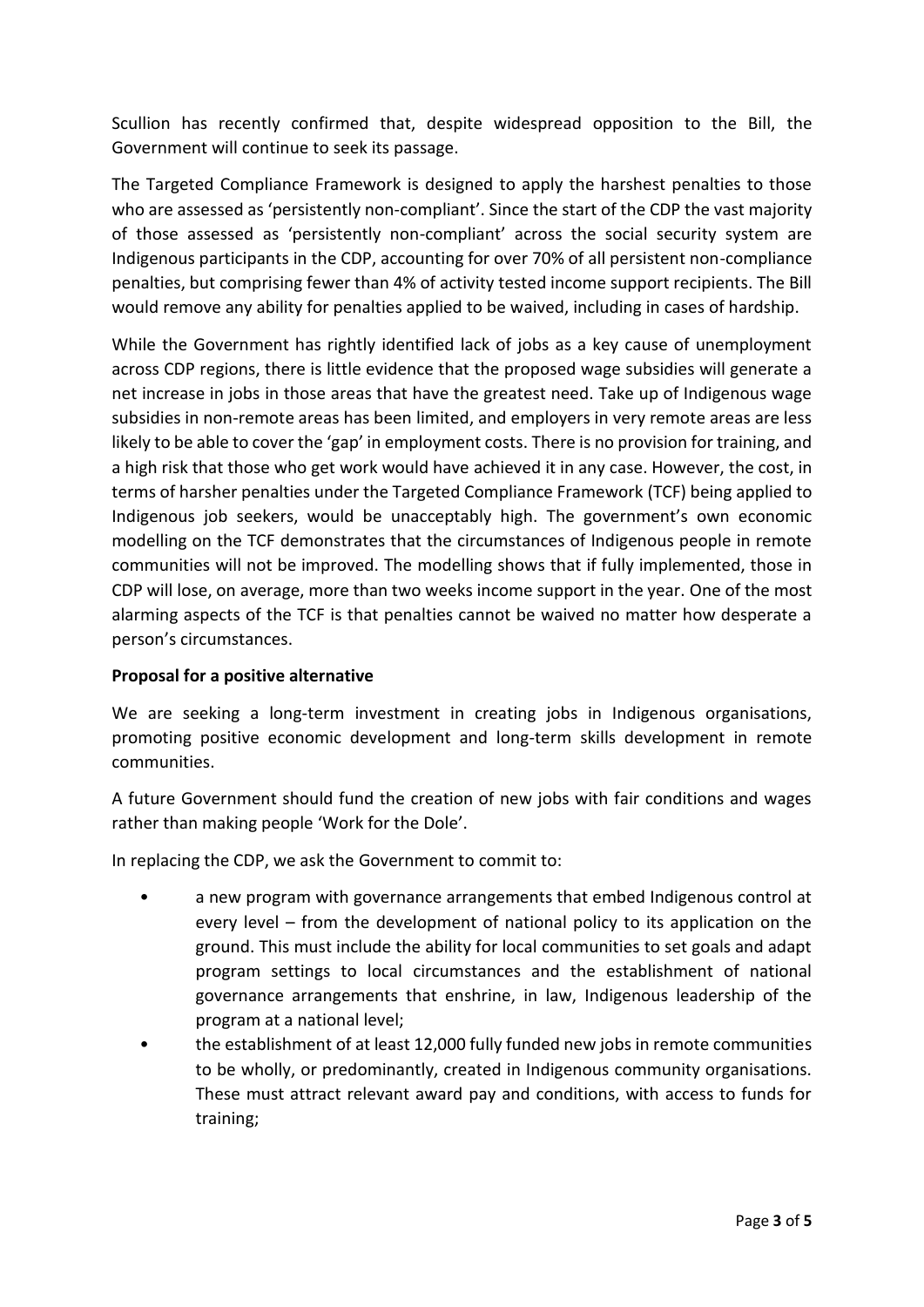Scullion has recently confirmed that, despite widespread opposition to the Bill, the Government will continue to seek its passage.

The Targeted Compliance Framework is designed to apply the harshest penalties to those who are assessed as 'persistently non-compliant'. Since the start of the CDP the vast majority of those assessed as 'persistently non-compliant' across the social security system are Indigenous participants in the CDP, accounting for over 70% of all persistent non-compliance penalties, but comprising fewer than 4% of activity tested income support recipients. The Bill would remove any ability for penalties applied to be waived, including in cases of hardship.

While the Government has rightly identified lack of jobs as a key cause of unemployment across CDP regions, there is little evidence that the proposed wage subsidies will generate a net increase in jobs in those areas that have the greatest need. Take up of Indigenous wage subsidies in non-remote areas has been limited, and employers in very remote areas are less likely to be able to cover the 'gap' in employment costs. There is no provision for training, and a high risk that those who get work would have achieved it in any case. However, the cost, in terms of harsher penalties under the Targeted Compliance Framework (TCF) being applied to Indigenous job seekers, would be unacceptably high. The government's own economic modelling on the TCF demonstrates that the circumstances of Indigenous people in remote communities will not be improved. The modelling shows that if fully implemented, those in CDP will lose, on average, more than two weeks income support in the year. One of the most alarming aspects of the TCF is that penalties cannot be waived no matter how desperate a person's circumstances.

**Proposal for a positive alternative**

We are seeking a long-term investment in creating jobs in Indigenous organisations, promoting positive economic development and long-term skills development in remote communities.

A future Government should fund the creation of new jobs with fair conditions and wages rather than making people 'Work for the Dole'.

In replacing the CDP, we ask the Government to commit to:

- a new program with governance arrangements that embed Indigenous control at every level – from the development of national policy to its application on the ground. This must include the ability for local communities to set goals and adapt program settings to local circumstances and the establishment of national governance arrangements that enshrine, in law, Indigenous leadership of the program at a national level;
- the establishment of at least 12,000 fully funded new jobs in remote communities to be wholly, or predominantly, created in Indigenous community organisations. These must attract relevant award pay and conditions, with access to funds for training;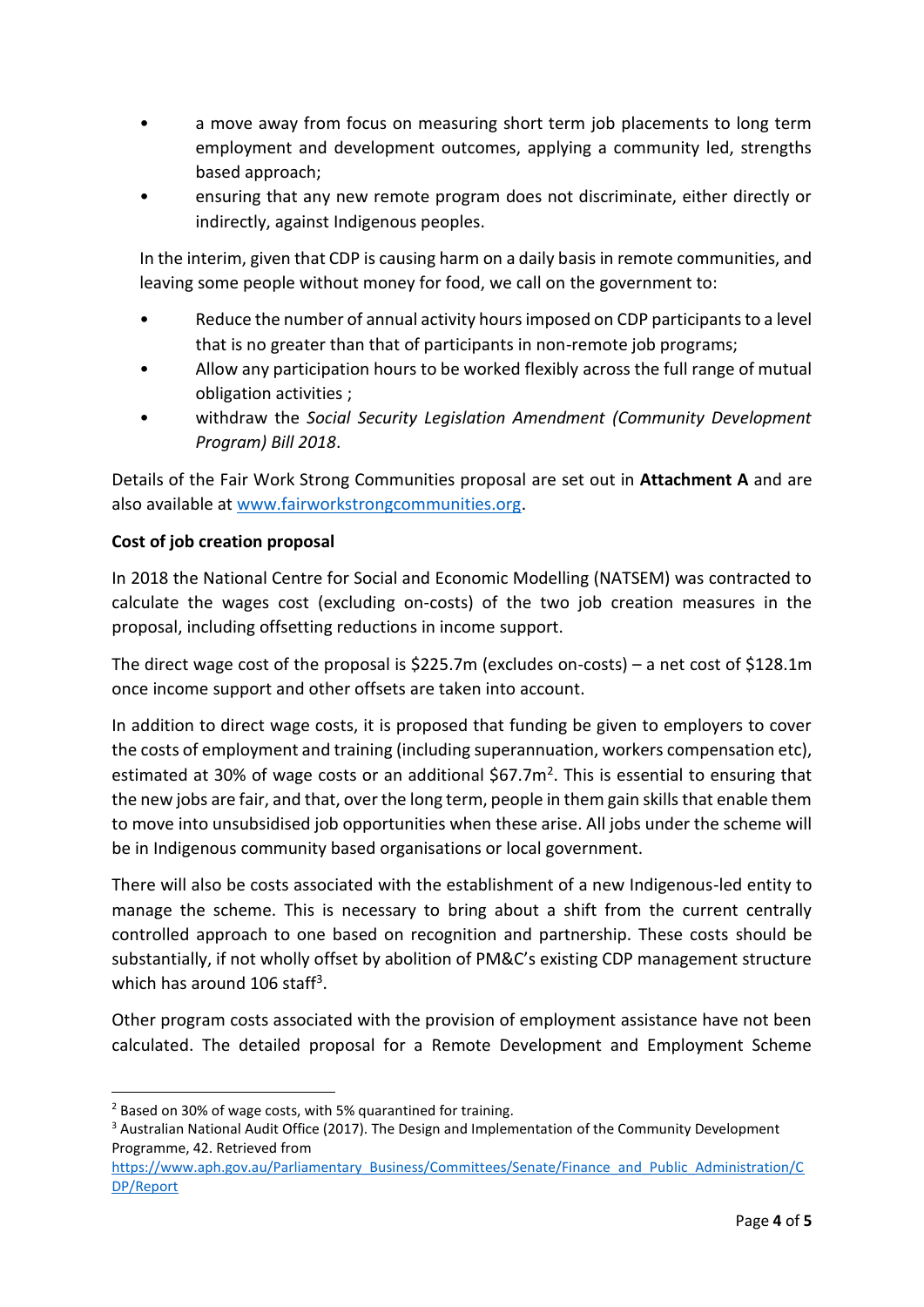- a move away from focus on measuring short term job placements to long term employment and development outcomes, applying a community led, strengths based approach;
- ensuring that any new remote program does not discriminate, either directly or indirectly, against Indigenous peoples.

In the interim, given that CDP is causing harm on a daily basis in remote communities, and leaving some people without money for food, we call on the government to:

- Reduce the number of annual activity hours imposed on CDP participants to a level that is no greater than that of participants in non-remote job programs;
- Allow any participation hours to be worked flexibly across the full range of mutual obligation activities ;
- withdraw the *Social Security Legislation Amendment (Community Development Program) Bill 2018*.

Details of the Fair Work Strong Communities proposal are set out in **Attachment A** and are also available at [www.fairworkstrongcommunities.org](http://www.fairworkstrongcommunities.org).

**Cost of job creation proposal**

In 2018 the National Centre for Social and Economic Modelling (NATSEM) was contracted to calculate the wages cost (excluding on-costs) of the two job creation measures in the proposal, including offsetting reductions in income support.

The direct wage cost of the proposal is $225.7m (excludes on-costs) – a net cost of $128.1m once income support and other offsets are taken into account.

In addition to direct wage costs, it is proposed that funding be given to employers to cover the costs of employment and training (including superannuation, workers compensation etc), estimated at 30% of wage costs or an additional $67.7m[2]. This is essential to ensuring that the new jobs are fair, and that, over the long term, people in them gain skills that enable them to move into unsubsidised job opportunities when these arise. All jobs under the scheme will be in Indigenous community based organisations or local government.

There will also be costs associated with the establishment of a new Indigenous-led entity to manage the scheme. This is necessary to bring about a shift from the current centrally controlled approach to one based on recognition and partnership. These costs should be substantially, if not wholly offset by abolition of PM&C's existing CDP management structure which has around 106 staff[3].

Other program costs associated with the provision of employment assistance have not been calculated. The detailed proposal for a Remote Development and Employment Scheme

---

[2] Based on 30% of wage costs, with 5% quarantined for training.

[3] Australian National Audit Office (2017). The Design and Implementation of the Community Development Programme, 42. Retrieved from [https://www.aph.gov.au/Parliamentary_Business/Committees/Senate/Finance_and_Public_Administration/CDP/Report](https://www.aph.gov.au/Parliamentary_Business/Committees/Senate/Finance_and_Public_Administration/CDP/Report)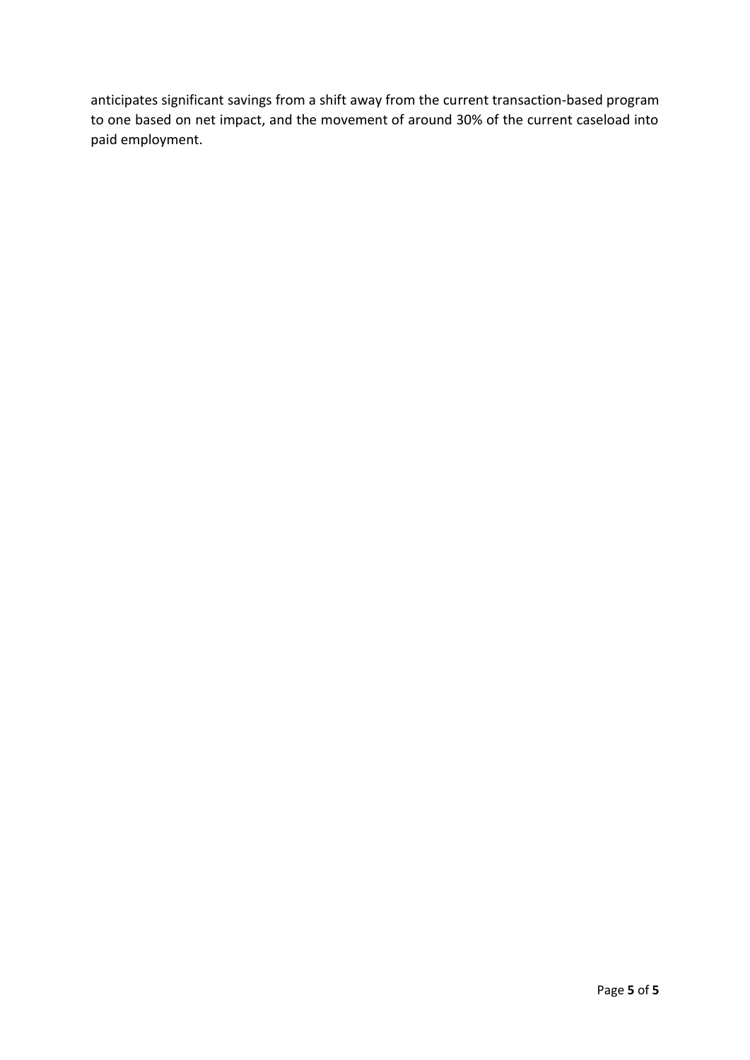anticipates significant savings from a shift away from the current transaction-based program to one based on net impact, and the movement of around 30% of the current caseload into paid employment.